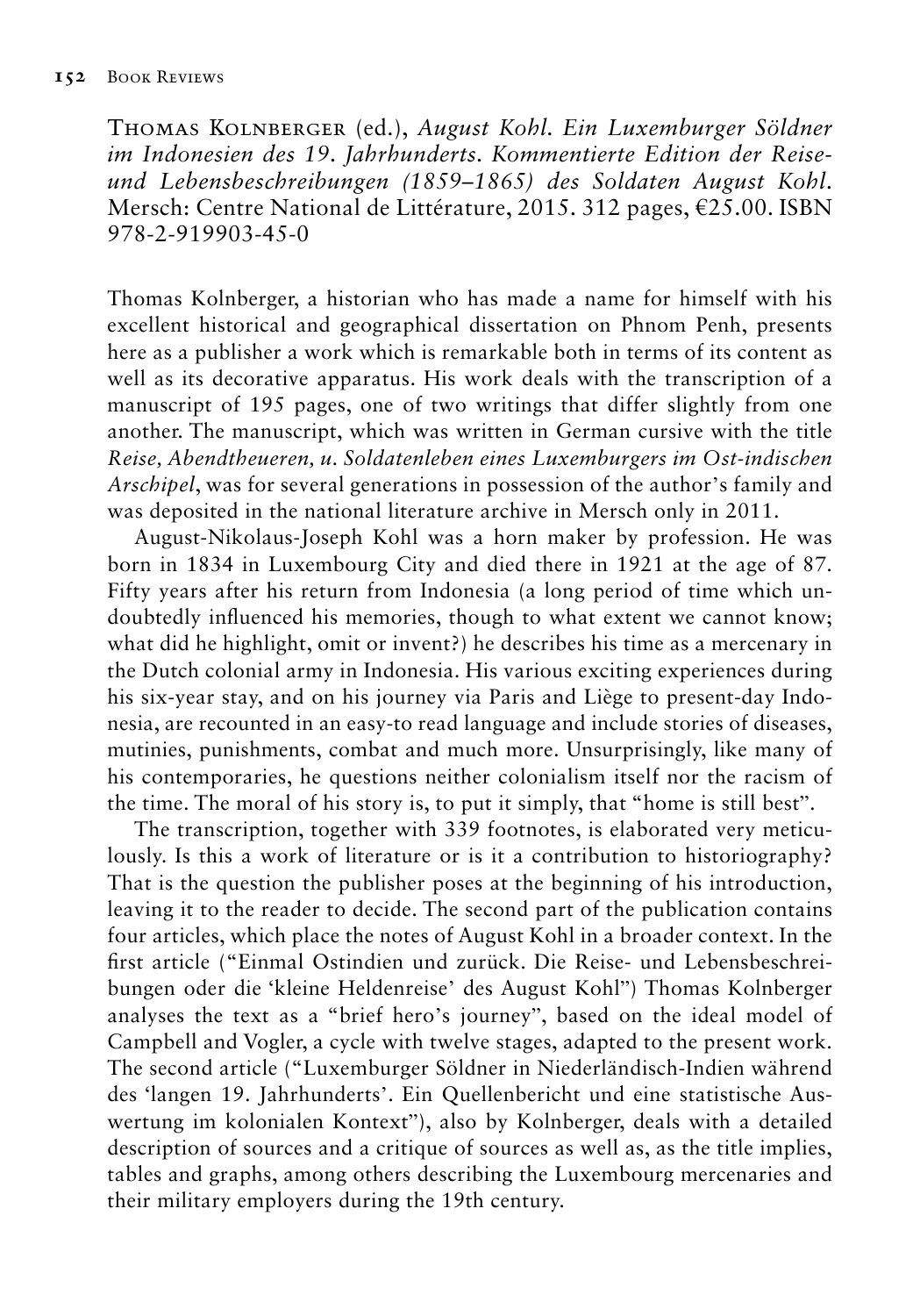Thomas Kolnberger (ed.), *August Kohl. Ein Luxemburger Söldner im Indonesien des 19. Jahrhunderts. Kommentierte Edition der Reise- und Lebensbeschreibungen (1859–1865) des Soldaten August Kohl.* Mersch: Centre National de Littérature, 2015. 312 pages, €25.00. ISBN 978-2-919903-45-0

Thomas Kolnberger, a historian who has made a name for himself with his excellent historical and geographical dissertation on Phnom Penh, presents here as a publisher a work which is remarkable both in terms of its content as well as its decorative apparatus. His work deals with the transcription of a manuscript of 195 pages, one of two writings that differ slightly from one another. The manuscript, which was written in German cursive with the title *Reise, Abendtheueren, u. Soldatenleben eines Luxemburgers im Ost-indischen Arschipel*, was for several generations in possession of the author's family and was deposited in the national literature archive in Mersch only in 2011.

August-Nikolaus-Joseph Kohl was a horn maker by profession. He was born in 1834 in Luxembourg City and died there in 1921 at the age of 87. Fifty years after his return from Indonesia (a long period of time which undoubtedly influenced his memories, though to what extent we cannot know; what did he highlight, omit or invent?) he describes his time as a mercenary in the Dutch colonial army in Indonesia. His various exciting experiences during his six-year stay, and on his journey via Paris and Liège to present-day Indonesia, are recounted in an easy-to read language and include stories of diseases, mutinies, punishments, combat and much more. Unsurprisingly, like many of his contemporaries, he questions neither colonialism itself nor the racism of the time. The moral of his story is, to put it simply, that "home is still best".

The transcription, together with 339 footnotes, is elaborated very meticulously. Is this a work of literature or is it a contribution to historiography? That is the question the publisher poses at the beginning of his introduction, leaving it to the reader to decide. The second part of the publication contains four articles, which place the notes of August Kohl in a broader context. In the first article ("Einmal Ostindien und zurück. Die Reise- und Lebensbeschreibungen oder die 'kleine Heldenreise' des August Kohl") Thomas Kolnberger analyses the text as a "brief hero's journey", based on the ideal model of Campbell and Vogler, a cycle with twelve stages, adapted to the present work. The second article ("Luxemburger Söldner in Niederländisch-Indien während des 'langen 19. Jahrhunderts'. Ein Quellenbericht und eine statistische Auswertung im kolonialen Kontext"), also by Kolnberger, deals with a detailed description of sources and a critique of sources as well as, as the title implies, tables and graphs, among others describing the Luxembourg mercenaries and their military employers during the 19th century.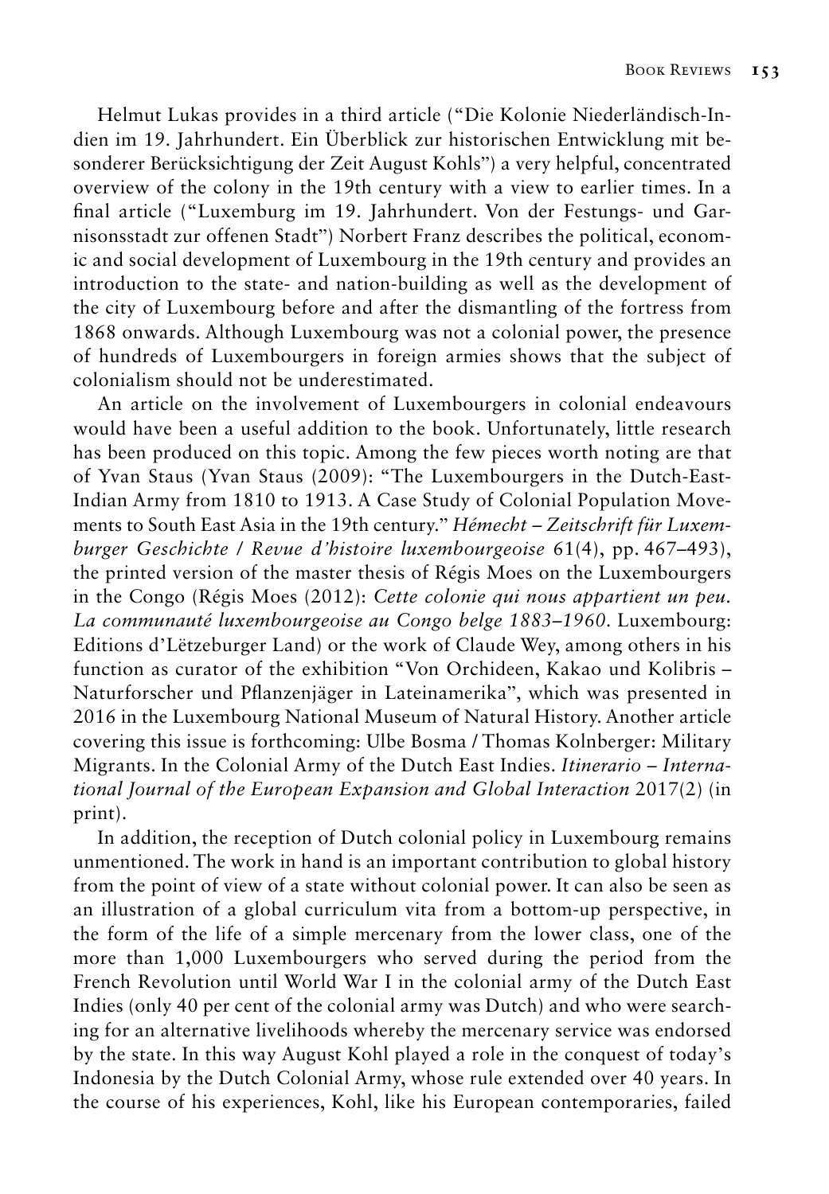Helmut Lukas provides in a third article ("Die Kolonie Niederländisch-Indien im 19. Jahrhundert. Ein Überblick zur historischen Entwicklung mit besonderer Berücksichtigung der Zeit August Kohls") a very helpful, concentrated overview of the colony in the 19th century with a view to earlier times. In a final article ("Luxemburg im 19. Jahrhundert. Von der Festungs- und Garnisonsstadt zur offenen Stadt") Norbert Franz describes the political, economic and social development of Luxembourg in the 19th century and provides an introduction to the state- and nation-building as well as the development of the city of Luxembourg before and after the dismantling of the fortress from 1868 onwards. Although Luxembourg was not a colonial power, the presence of hundreds of Luxembourgers in foreign armies shows that the subject of colonialism should not be underestimated.

An article on the involvement of Luxembourgers in colonial endeavours would have been a useful addition to the book. Unfortunately, little research has been produced on this topic. Among the few pieces worth noting are that of Yvan Staus (Yvan Staus (2009): "The Luxembourgers in the Dutch-East-Indian Army from 1810 to 1913. A Case Study of Colonial Population Movements to South East Asia in the 19th century." *Hémecht – Zeitschrift für Luxemburger Geschichte / Revue d'histoire luxembourgeoise* 61(4), pp. 467–493), the printed version of the master thesis of Régis Moes on the Luxembourgers in the Congo (Régis Moes (2012): *Cette colonie qui nous appartient un peu. La communauté luxembourgeoise au Congo belge 1883–1960*. Luxembourg: Editions d'Lëtzeburger Land) or the work of Claude Wey, among others in his function as curator of the exhibition "Von Orchideen, Kakao und Kolibris – Naturforscher und Pflanzenjäger in Lateinamerika", which was presented in 2016 in the Luxembourg National Museum of Natural History. Another article covering this issue is forthcoming: Ulbe Bosma / Thomas Kolnberger: Military Migrants. In the Colonial Army of the Dutch East Indies. *Itinerario – International Journal of the European Expansion and Global Interaction* 2017(2) (in print).

In addition, the reception of Dutch colonial policy in Luxembourg remains unmentioned. The work in hand is an important contribution to global history from the point of view of a state without colonial power. It can also be seen as an illustration of a global curriculum vita from a bottom-up perspective, in the form of the life of a simple mercenary from the lower class, one of the more than 1,000 Luxembourgers who served during the period from the French Revolution until World War I in the colonial army of the Dutch East Indies (only 40 per cent of the colonial army was Dutch) and who were searching for an alternative livelihoods whereby the mercenary service was endorsed by the state. In this way August Kohl played a role in the conquest of today's Indonesia by the Dutch Colonial Army, whose rule extended over 40 years. In the course of his experiences, Kohl, like his European contemporaries, failed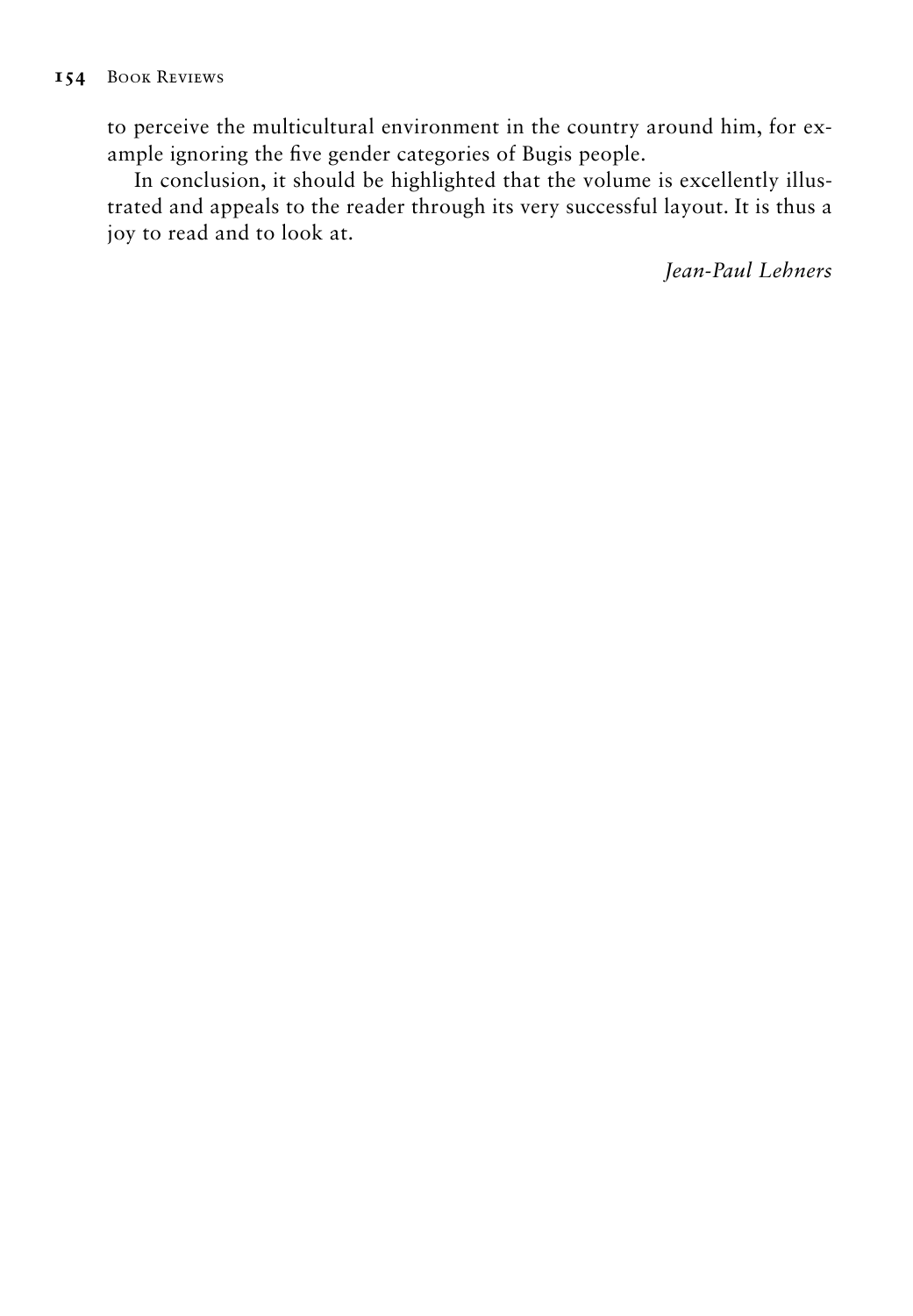to perceive the multicultural environment in the country around him, for example ignoring the five gender categories of Bugis people.

In conclusion, it should be highlighted that the volume is excellently illustrated and appeals to the reader through its very successful layout. It is thus a joy to read and to look at.

*Jean-Paul Lehners*